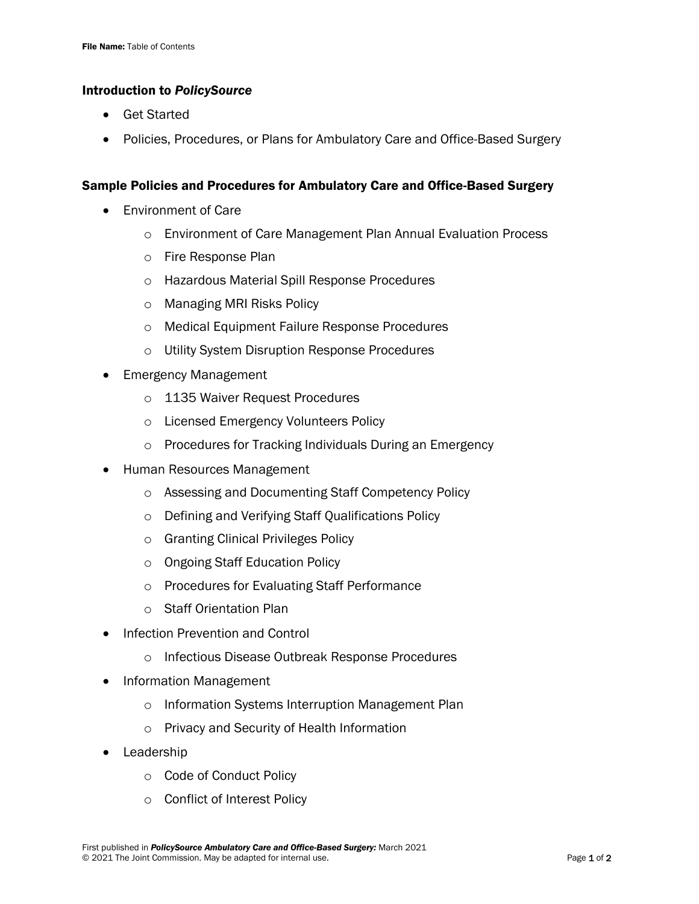File Name: Table of Contents

## Introduction to *PolicySource*

- Get Started
- Policies, Procedures, or Plans for Ambulatory Care and Office-Based Surgery

## Sample Policies and Procedures for Ambulatory Care and Office-Based Surgery

- Environment of Care
  - Environment of Care Management Plan Annual Evaluation Process
  - Fire Response Plan
  - Hazardous Material Spill Response Procedures
  - Managing MRI Risks Policy
  - Medical Equipment Failure Response Procedures
  - Utility System Disruption Response Procedures
- Emergency Management
  - 1135 Waiver Request Procedures
  - Licensed Emergency Volunteers Policy
  - Procedures for Tracking Individuals During an Emergency
- Human Resources Management
  - Assessing and Documenting Staff Competency Policy
  - Defining and Verifying Staff Qualifications Policy
  - Granting Clinical Privileges Policy
  - Ongoing Staff Education Policy
  - Procedures for Evaluating Staff Performance
  - Staff Orientation Plan
- Infection Prevention and Control
  - Infectious Disease Outbreak Response Procedures
- Information Management
  - Information Systems Interruption Management Plan
  - Privacy and Security of Health Information
- Leadership
  - Code of Conduct Policy
  - Conflict of Interest Policy

First published in ***PolicySource Ambulatory Care and Office-Based Surgery:*** March 2021
© 2021 The Joint Commission. May be adapted for internal use.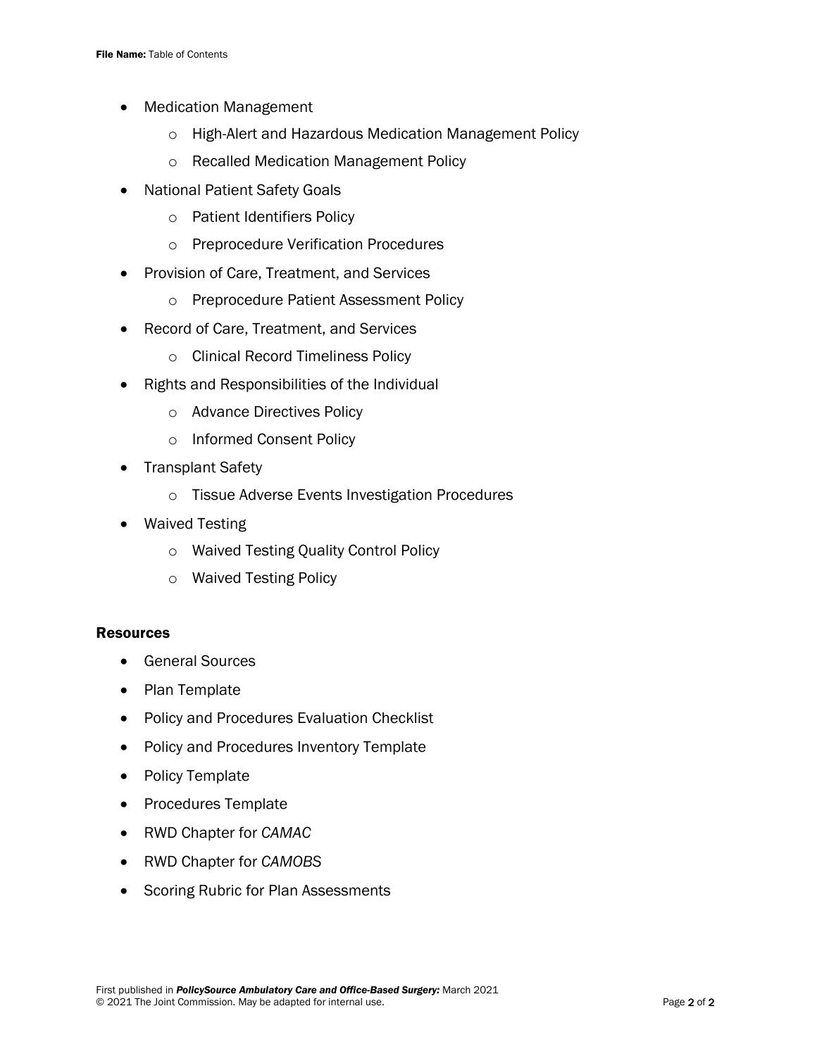- Medication Management
    - High-Alert and Hazardous Medication Management Policy
    - Recalled Medication Management Policy
- National Patient Safety Goals
    - Patient Identifiers Policy
    - Preprocedure Verification Procedures
- Provision of Care, Treatment, and Services
    - Preprocedure Patient Assessment Policy
- Record of Care, Treatment, and Services
    - Clinical Record Timeliness Policy
- Rights and Responsibilities of the Individual
    - Advance Directives Policy
    - Informed Consent Policy
- Transplant Safety
    - Tissue Adverse Events Investigation Procedures
- Waived Testing
    - Waived Testing Quality Control Policy
    - Waived Testing Policy

**Resources**

- General Sources
- Plan Template
- Policy and Procedures Evaluation Checklist
- Policy and Procedures Inventory Template
- Policy Template
- Procedures Template
- RWD Chapter for *CAMAC*
- RWD Chapter for *CAMOBS*
- Scoring Rubric for Plan Assessments